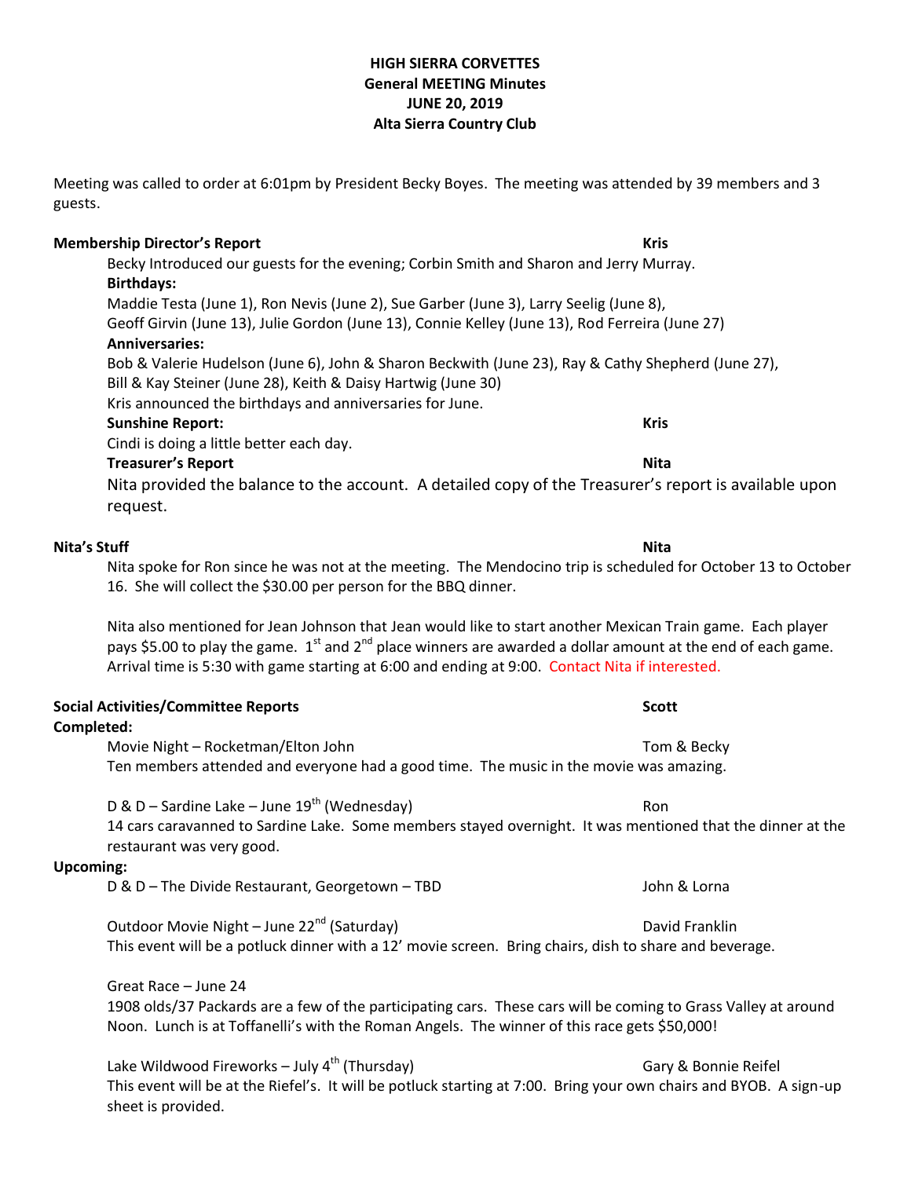**HIGH SIERRA CORVETTES**
**General MEETING Minutes**
**JUNE 20, 2019**
**Alta Sierra Country Club**

Meeting was called to order at 6:01pm by President Becky Boyes. The meeting was attended by 39 members and 3 guests.

**Membership Director's Report** **Kris**

Becky Introduced our guests for the evening; Corbin Smith and Sharon and Jerry Murray.

**Birthdays:**

Maddie Testa (June 1), Ron Nevis (June 2), Sue Garber (June 3), Larry Seelig (June 8), Geoff Girvin (June 13), Julie Gordon (June 13), Connie Kelley (June 13), Rod Ferreira (June 27)

**Anniversaries:**

Bob & Valerie Hudelson (June 6), John & Sharon Beckwith (June 23), Ray & Cathy Shepherd (June 27), Bill & Kay Steiner (June 28), Keith & Daisy Hartwig (June 30)

Kris announced the birthdays and anniversaries for June.

**Sunshine Report:** **Kris**

Cindi is doing a little better each day.

**Treasurer's Report** **Nita**

Nita provided the balance to the account. A detailed copy of the Treasurer's report is available upon request.

**Nita's Stuff** **Nita**

Nita spoke for Ron since he was not at the meeting. The Mendocino trip is scheduled for October 13 to October 16. She will collect the $30.00 per person for the BBQ dinner.

Nita also mentioned for Jean Johnson that Jean would like to start another Mexican Train game. Each player pays $5.00 to play the game. 1st and 2nd place winners are awarded a dollar amount at the end of each game. Arrival time is 5:30 with game starting at 6:00 and ending at 9:00. Contact Nita if interested.

**Social Activities/Committee Reports** **Scott**

**Completed:**

Movie Night – Rocketman/Elton John — Tom & Becky

Ten members attended and everyone had a good time. The music in the movie was amazing.

D & D – Sardine Lake – June 19th (Wednesday) — Ron

14 cars caravanned to Sardine Lake. Some members stayed overnight. It was mentioned that the dinner at the restaurant was very good.

**Upcoming:**

D & D – The Divide Restaurant, Georgetown – TBD — John & Lorna

Outdoor Movie Night – June 22nd (Saturday) — David Franklin

This event will be a potluck dinner with a 12' movie screen. Bring chairs, dish to share and beverage.

Great Race – June 24

1908 olds/37 Packards are a few of the participating cars. These cars will be coming to Grass Valley at around Noon. Lunch is at Toffanelli's with the Roman Angels. The winner of this race gets $50,000!

Lake Wildwood Fireworks – July 4th (Thursday) — Gary & Bonnie Reifel

This event will be at the Riefel's. It will be potluck starting at 7:00. Bring your own chairs and BYOB. A sign-up sheet is provided.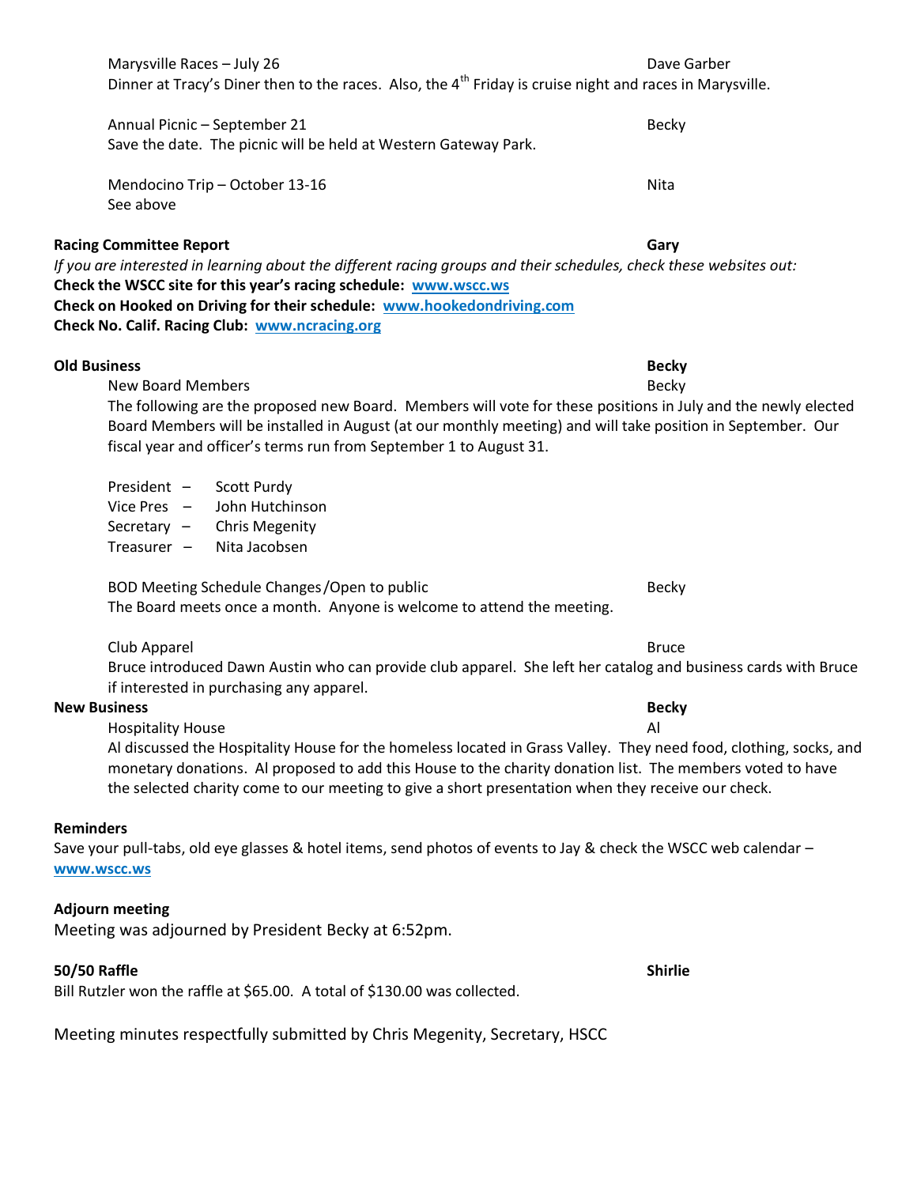Marysville Races – July 26 — Dave Garber

Dinner at Tracy's Diner then to the races. Also, the 4th Friday is cruise night and races in Marysville.

Annual Picnic – September 21 — Becky

Save the date. The picnic will be held at Western Gateway Park.

Mendocino Trip – October 13-16 — Nita

See above

**Racing Committee Report** — **Gary**

*If you are interested in learning about the different racing groups and their schedules, check these websites out:*

**Check the WSCC site for this year's racing schedule: [www.wscc.ws](http://www.wscc.ws)**

**Check on Hooked on Driving for their schedule: [www.hookedondriving.com](http://www.hookedondriving.com)**

**Check No. Calif. Racing Club: [www.ncracing.org](http://www.ncracing.org)**

**Old Business** — **Becky**

New Board Members — Becky

The following are the proposed new Board. Members will vote for these positions in July and the newly elected Board Members will be installed in August (at our monthly meeting) and will take position in September. Our fiscal year and officer's terms run from September 1 to August 31.

- President – Scott Purdy
- Vice Pres – John Hutchinson
- Secretary – Chris Megenity
- Treasurer – Nita Jacobsen

BOD Meeting Schedule Changes/Open to public — Becky

The Board meets once a month. Anyone is welcome to attend the meeting.

Club Apparel — Bruce

Bruce introduced Dawn Austin who can provide club apparel. She left her catalog and business cards with Bruce if interested in purchasing any apparel.

**New Business** — **Becky**

Hospitality House — Al

Al discussed the Hospitality House for the homeless located in Grass Valley. They need food, clothing, socks, and monetary donations. Al proposed to add this House to the charity donation list. The members voted to have the selected charity come to our meeting to give a short presentation when they receive our check.

**Reminders**

Save your pull-tabs, old eye glasses & hotel items, send photos of events to Jay & check the WSCC web calendar – [www.wscc.ws](http://www.wscc.ws)

**Adjourn meeting**

Meeting was adjourned by President Becky at 6:52pm.

**50/50 Raffle** — **Shirlie**

Bill Rutzler won the raffle at $65.00. A total of $130.00 was collected.

Meeting minutes respectfully submitted by Chris Megenity, Secretary, HSCC